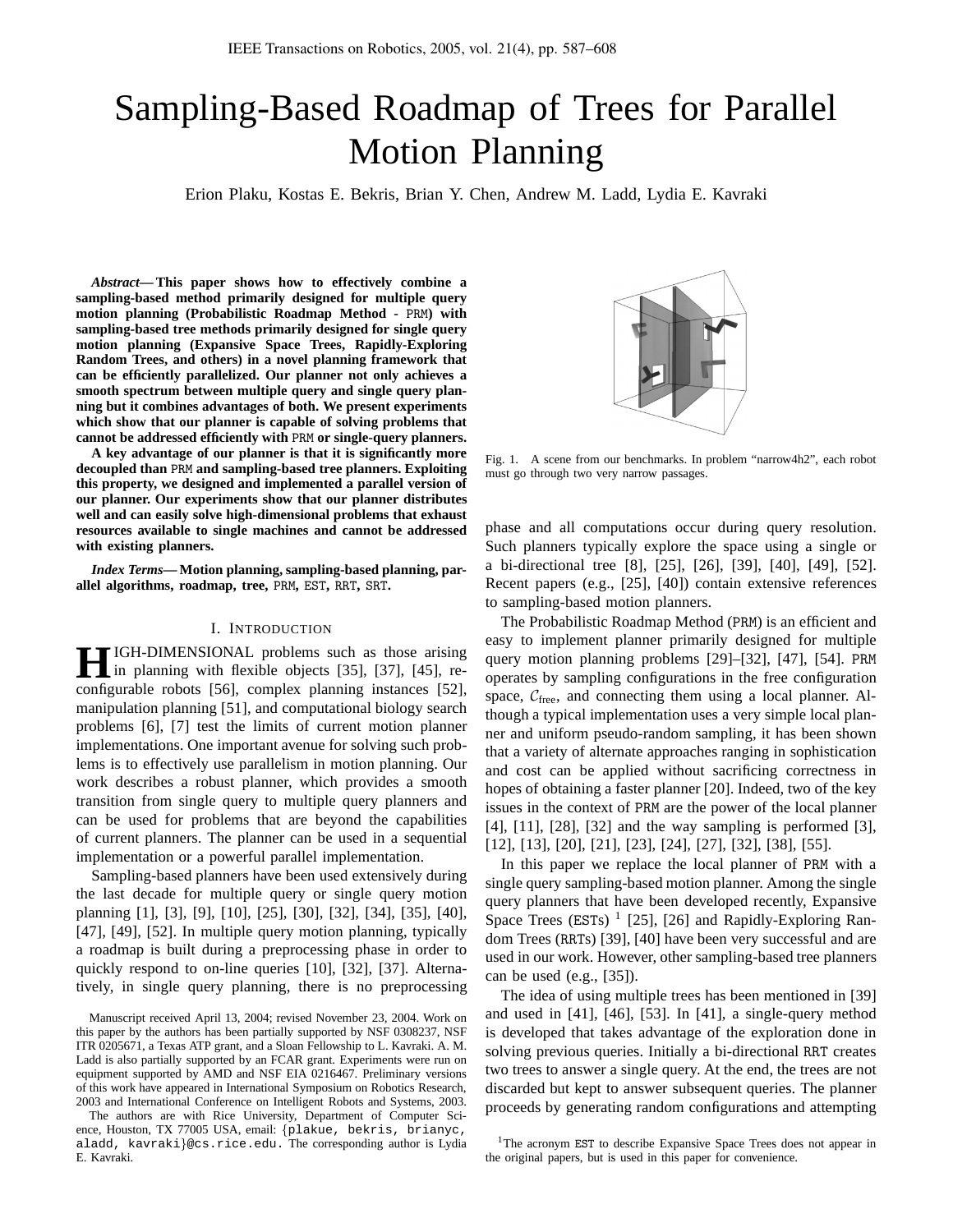# Sampling-Based Roadmap of Trees for Parallel Motion Planning

Erion Plaku, Kostas E. Bekris, Brian Y. Chen, Andrew M. Ladd, Lydia E. Kavraki

***Abstract*— This paper shows how to effectively combine a sampling-based method primarily designed for multiple query motion planning (Probabilistic Roadmap Method - PRM) with sampling-based tree methods primarily designed for single query motion planning (Expansive Space Trees, Rapidly-Exploring Random Trees, and others) in a novel planning framework that can be efficiently parallelized. Our planner not only achieves a smooth spectrum between multiple query and single query planning but it combines advantages of both. We present experiments which show that our planner is capable of solving problems that cannot be addressed efficiently with PRM or single-query planners.**

**A key advantage of our planner is that it is significantly more decoupled than PRM and sampling-based tree planners. Exploiting this property, we designed and implemented a parallel version of our planner. Our experiments show that our planner distributes well and can easily solve high-dimensional problems that exhaust resources available to single machines and cannot be addressed with existing planners.**

***Index Terms*— Motion planning, sampling-based planning, parallel algorithms, roadmap, tree, PRM, EST, RRT, SRT.**

## I. Introduction

High-dimensional problems such as those arising in planning with flexible objects [35], [37], [45], reconfigurable robots [56], complex planning instances [52], manipulation planning [51], and computational biology search problems [6], [7] test the limits of current motion planner implementations. One important avenue for solving such problems is to effectively use parallelism in motion planning. Our work describes a robust planner, which provides a smooth transition from single query to multiple query planners and can be used for problems that are beyond the capabilities of current planners. The planner can be used in a sequential implementation or a powerful parallel implementation.

Sampling-based planners have been used extensively during the last decade for multiple query or single query motion planning [1], [3], [9], [10], [25], [30], [32], [34], [35], [40], [47], [49], [52]. In multiple query motion planning, typically a roadmap is built during a preprocessing phase in order to quickly respond to on-line queries [10], [32], [37]. Alternatively, in single query planning, there is no preprocessing phase and all computations occur during query resolution. Such planners typically explore the space using a single or a bi-directional tree [8], [25], [26], [39], [40], [49], [52]. Recent papers (e.g., [25], [40]) contain extensive references to sampling-based motion planners.

Fig. 1. A scene from our benchmarks. In problem "narrow4h2", each robot must go through two very narrow passages.

The Probabilistic Roadmap Method (PRM) is an efficient and easy to implement planner primarily designed for multiple query motion planning problems [29]–[32], [47], [54]. PRM operates by sampling configurations in the free configuration space, $\mathcal{C}_{\text{free}}$, and connecting them using a local planner. Although a typical implementation uses a very simple local planner and uniform pseudo-random sampling, it has been shown that a variety of alternate approaches ranging in sophistication and cost can be applied without sacrificing correctness in hopes of obtaining a faster planner [20]. Indeed, two of the key issues in the context of PRM are the power of the local planner [4], [11], [28], [32] and the way sampling is performed [3], [12], [13], [20], [21], [23], [24], [27], [32], [38], [55].

In this paper we replace the local planner of PRM with a single query sampling-based motion planner. Among the single query planners that have been developed recently, Expansive Space Trees (ESTs) [1] [25], [26] and Rapidly-Exploring Random Trees (RRTs) [39], [40] have been very successful and are used in our work. However, other sampling-based tree planners can be used (e.g., [35]).

The idea of using multiple trees has been mentioned in [39] and used in [41], [46], [53]. In [41], a single-query method is developed that takes advantage of the exploration done in solving previous queries. Initially a bi-directional RRT creates two trees to answer a single query. At the end, the trees are not discarded but kept to answer subsequent queries. The planner proceeds by generating random configurations and attempting

Manuscript received April 13, 2004; revised November 23, 2004. Work on this paper by the authors has been partially supported by NSF 0308237, NSF ITR 0205671, a Texas ATP grant, and a Sloan Fellowship to L. Kavraki. A. M. Ladd is also partially supported by an FCAR grant. Experiments were run on equipment supported by AMD and NSF EIA 0216467. Preliminary versions of this work have appeared in International Symposium on Robotics Research, 2003 and International Conference on Intelligent Robots and Systems, 2003.

The authors are with Rice University, Department of Computer Science, Houston, TX 77005 USA, email: {plakue, bekris, brianyc, aladd, kavraki}@cs.rice.edu. The corresponding author is Lydia E. Kavraki.

[1] The acronym EST to describe Expansive Space Trees does not appear in the original papers, but is used in this paper for convenience.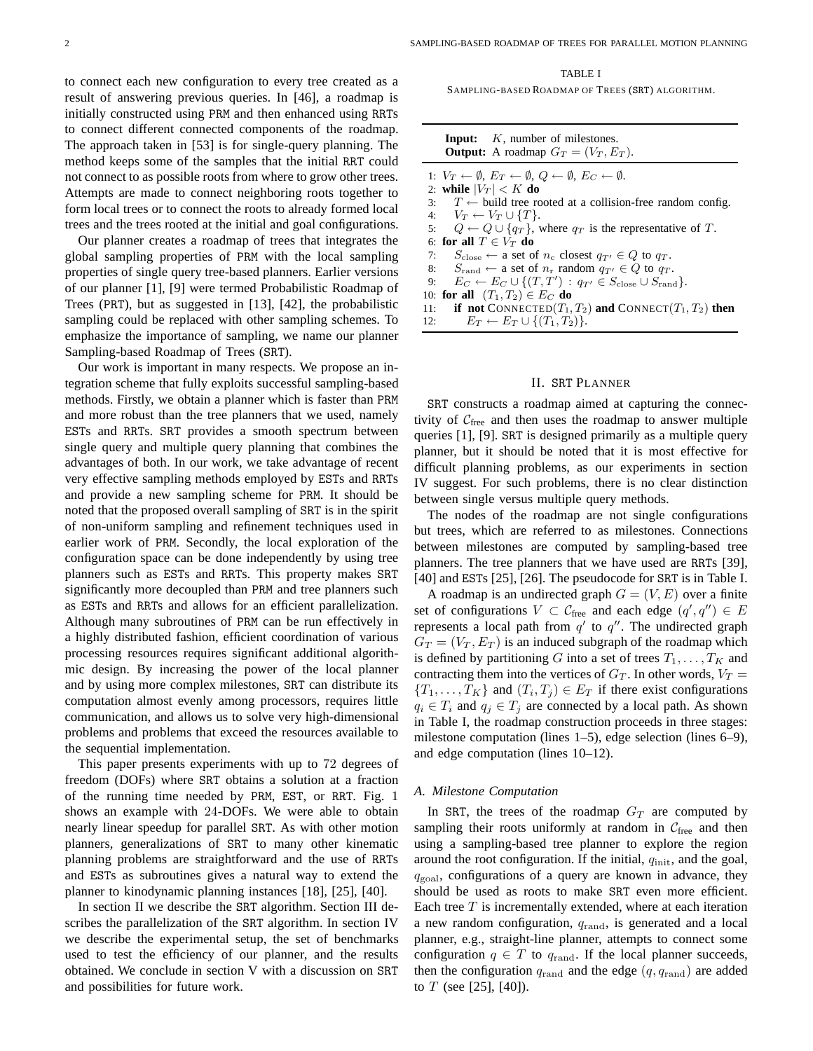to connect each new configuration to every tree created as a result of answering previous queries. In [46], a roadmap is initially constructed using PRM and then enhanced using RRTs to connect different connected components of the roadmap. The approach taken in [53] is for single-query planning. The method keeps some of the samples that the initial RRT could not connect to as possible roots from where to grow other trees. Attempts are made to connect neighboring roots together to form local trees or to connect the roots to already formed local trees and the trees rooted at the initial and goal configurations.

Our planner creates a roadmap of trees that integrates the global sampling properties of PRM with the local sampling properties of single query tree-based planners. Earlier versions of our planner [1], [9] were termed Probabilistic Roadmap of Trees (PRT), but as suggested in [13], [42], the probabilistic sampling could be replaced with other sampling schemes. To emphasize the importance of sampling, we name our planner Sampling-based Roadmap of Trees (SRT).

Our work is important in many respects. We propose an integration scheme that fully exploits successful sampling-based methods. Firstly, we obtain a planner which is faster than PRM and more robust than the tree planners that we used, namely ESTs and RRTs. SRT provides a smooth spectrum between single query and multiple query planning that combines the advantages of both. In our work, we take advantage of recent very effective sampling methods employed by ESTs and RRTs and provide a new sampling scheme for PRM. It should be noted that the proposed overall sampling of SRT is in the spirit of non-uniform sampling and refinement techniques used in earlier work of PRM. Secondly, the local exploration of the configuration space can be done independently by using tree planners such as ESTs and RRTs. This property makes SRT significantly more decoupled than PRM and tree planners such as ESTs and RRTs and allows for an efficient parallelization. Although many subroutines of PRM can be run effectively in a highly distributed fashion, efficient coordination of various processing resources requires significant additional algorithmic design. By increasing the power of the local planner and by using more complex milestones, SRT can distribute its computation almost evenly among processors, requires little communication, and allows us to solve very high-dimensional problems and problems that exceed the resources available to the sequential implementation.

This paper presents experiments with up to 72 degrees of freedom (DOFs) where SRT obtains a solution at a fraction of the running time needed by PRM, EST, or RRT. Fig. 1 shows an example with 24-DOFs. We were able to obtain nearly linear speedup for parallel SRT. As with other motion planners, generalizations of SRT to many other kinematic planning problems are straightforward and the use of RRTs and ESTs as subroutines gives a natural way to extend the planner to kinodynamic planning instances [18], [25], [40].

In section II we describe the SRT algorithm. Section III describes the parallelization of the SRT algorithm. In section IV we describe the experimental setup, the set of benchmarks used to test the efficiency of our planner, and the results obtained. We conclude in section V with a discussion on SRT and possibilities for future work.

TABLE I

SAMPLING-BASED ROADMAP OF TREES (SRT) ALGORITHM.

**Input:** $K$, number of milestones.
**Output:** A roadmap $G_T = (V_T, E_T)$.

```
1: V_T ← ∅, E_T ← ∅, Q ← ∅, E_C ← ∅.
2: while |V_T| < K do
3:    T ← build tree rooted at a collision-free random config.
4:    V_T ← V_T ∪ {T}.
5:    Q ← Q ∪ {q_T}, where q_T is the representative of T.
6: for all T ∈ V_T do
7:    S_close ← a set of n_c closest q_T' ∈ Q to q_T.
8:    S_rand ← a set of n_r random q_T' ∈ Q to q_T.
9:    E_C ← E_C ∪ {(T, T') : q_T' ∈ S_close ∪ S_rand}.
10: for all (T_1, T_2) ∈ E_C do
11:    if not CONNECTED(T_1, T_2) and CONNECT(T_1, T_2) then
12:       E_T ← E_T ∪ {(T_1, T_2)}.
```

## II. SRT PLANNER

SRT constructs a roadmap aimed at capturing the connectivity of $\mathcal{C}_{\text{free}}$ and then uses the roadmap to answer multiple queries [1], [9]. SRT is designed primarily as a multiple query planner, but it should be noted that it is most effective for difficult planning problems, as our experiments in section IV suggest. For such problems, there is no clear distinction between single versus multiple query methods.

The nodes of the roadmap are not single configurations but trees, which are referred to as milestones. Connections between milestones are computed by sampling-based tree planners. The tree planners that we have used are RRTs [39], [40] and ESTs [25], [26]. The pseudocode for SRT is in Table I.

A roadmap is an undirected graph $G = (V, E)$ over a finite set of configurations $V \subset \mathcal{C}_{\text{free}}$ and each edge $(q', q'') \in E$ represents a local path from $q'$ to $q''$. The undirected graph $G_T = (V_T, E_T)$ is an induced subgraph of the roadmap which is defined by partitioning $G$ into a set of trees $T_1, \ldots, T_K$ and contracting them into the vertices of $G_T$. In other words, $V_T = \{T_1, \ldots, T_K\}$ and $(T_i, T_j) \in E_T$ if there exist configurations $q_i \in T_i$ and $q_j \in T_j$ are connected by a local path. As shown in Table I, the roadmap construction proceeds in three stages: milestone computation (lines 1–5), edge selection (lines 6–9), and edge computation (lines 10–12).

### *A. Milestone Computation*

In SRT, the trees of the roadmap $G_T$ are computed by sampling their roots uniformly at random in $\mathcal{C}_{\text{free}}$ and then using a sampling-based tree planner to explore the region around the root configuration. If the initial, $q_{\text{init}}$, and the goal, $q_{\text{goal}}$, configurations of a query are known in advance, they should be used as roots to make SRT even more efficient. Each tree $T$ is incrementally extended, where at each iteration a new random configuration, $q_{\text{rand}}$, is generated and a local planner, e.g., straight-line planner, attempts to connect some configuration $q \in T$ to $q_{\text{rand}}$. If the local planner succeeds, then the configuration $q_{\text{rand}}$ and the edge $(q, q_{\text{rand}})$ are added to $T$ (see [25], [40]).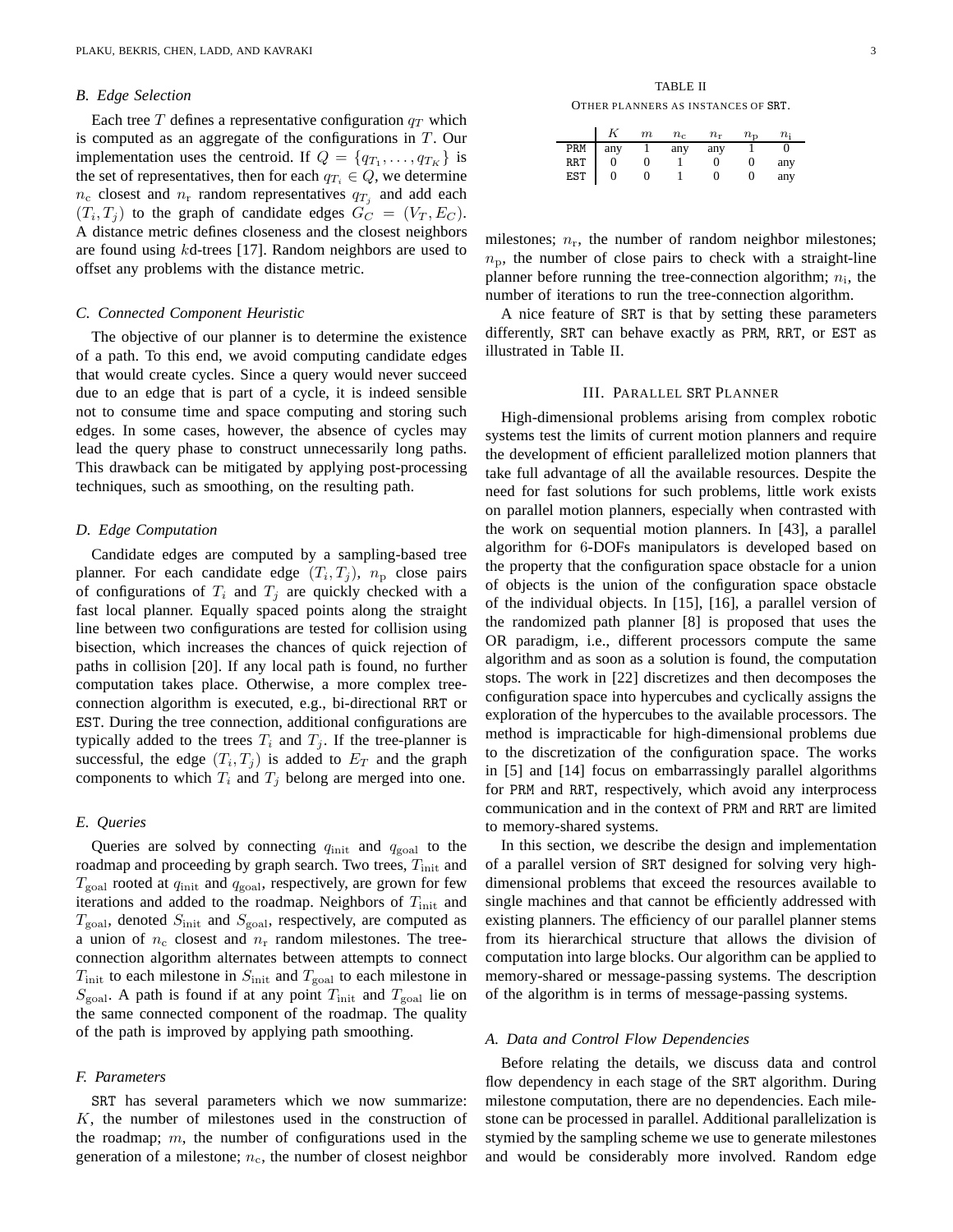### B. Edge Selection

Each tree $T$ defines a representative configuration $q_T$ which is computed as an aggregate of the configurations in $T$. Our implementation uses the centroid. If $Q = \{q_{T_1}, \ldots, q_{T_K}\}$ is the set of representatives, then for each $q_{T_i} \in Q$, we determine $n_{\rm c}$ closest and $n_{\rm r}$ random representatives $q_{T_j}$ and add each $(T_i, T_j)$ to the graph of candidate edges $G_C = (V_T, E_C)$. A distance metric defines closeness and the closest neighbors are found using $k$d-trees [17]. Random neighbors are used to offset any problems with the distance metric.

### C. Connected Component Heuristic

The objective of our planner is to determine the existence of a path. To this end, we avoid computing candidate edges that would create cycles. Since a query would never succeed due to an edge that is part of a cycle, it is indeed sensible not to consume time and space computing and storing such edges. In some cases, however, the absence of cycles may lead the query phase to construct unnecessarily long paths. This drawback can be mitigated by applying post-processing techniques, such as smoothing, on the resulting path.

### D. Edge Computation

Candidate edges are computed by a sampling-based tree planner. For each candidate edge $(T_i, T_j)$, $n_{\rm p}$ close pairs of configurations of $T_i$ and $T_j$ are quickly checked with a fast local planner. Equally spaced points along the straight line between two configurations are tested for collision using bisection, which increases the chances of quick rejection of paths in collision [20]. If any local path is found, no further computation takes place. Otherwise, a more complex tree-connection algorithm is executed, e.g., bi-directional RRT or EST. During the tree connection, additional configurations are typically added to the trees $T_i$ and $T_j$. If the tree-planner is successful, the edge $(T_i, T_j)$ is added to $E_T$ and the graph components to which $T_i$ and $T_j$ belong are merged into one.

### E. Queries

Queries are solved by connecting $q_{\rm init}$ and $q_{\rm goal}$ to the roadmap and proceeding by graph search. Two trees, $T_{\rm init}$ and $T_{\rm goal}$ rooted at $q_{\rm init}$ and $q_{\rm goal}$, respectively, are grown for few iterations and added to the roadmap. Neighbors of $T_{\rm init}$ and $T_{\rm goal}$, denoted $S_{\rm init}$ and $S_{\rm goal}$, respectively, are computed as a union of $n_{\rm c}$ closest and $n_{\rm r}$ random milestones. The tree-connection algorithm alternates between attempts to connect $T_{\rm init}$ to each milestone in $S_{\rm init}$ and $T_{\rm goal}$ to each milestone in $S_{\rm goal}$. A path is found if at any point $T_{\rm init}$ and $T_{\rm goal}$ lie on the same connected component of the roadmap. The quality of the path is improved by applying path smoothing.

### F. Parameters

SRT has several parameters which we now summarize: $K$, the number of milestones used in the construction of the roadmap; $m$, the number of configurations used in the generation of a milestone; $n_{\rm c}$, the number of closest neighbor milestones; $n_{\rm r}$, the number of random neighbor milestones; $n_{\rm p}$, the number of close pairs to check with a straight-line planner before running the tree-connection algorithm; $n_{\rm i}$, the number of iterations to run the tree-connection algorithm.

A nice feature of SRT is that by setting these parameters differently, SRT can behave exactly as PRM, RRT, or EST as illustrated in Table II.

TABLE II
OTHER PLANNERS AS INSTANCES OF SRT.

| | $K$ | $m$ | $n_{\rm c}$ | $n_{\rm r}$ | $n_{\rm p}$ | $n_{\rm i}$ |
|---|---|---|---|---|---|---|
| PRM | any | 1 | any | any | 1 | 0 |
| RRT | 0 | 0 | 1 | 0 | 0 | any |
| EST | 0 | 0 | 1 | 0 | 0 | any |

## III. PARALLEL SRT PLANNER

High-dimensional problems arising from complex robotic systems test the limits of current motion planners and require the development of efficient parallelized motion planners that take full advantage of all the available resources. Despite the need for fast solutions for such problems, little work exists on parallel motion planners, especially when contrasted with the work on sequential motion planners. In [43], a parallel algorithm for 6-DOFs manipulators is developed based on the property that the configuration space obstacle for a union of objects is the union of the configuration space obstacle of the individual objects. In [15], [16], a parallel version of the randomized path planner [8] is proposed that uses the OR paradigm, i.e., different processors compute the same algorithm and as soon as a solution is found, the computation stops. The work in [22] discretizes and then decomposes the configuration space into hypercubes and cyclically assigns the exploration of the hypercubes to the available processors. The method is impracticable for high-dimensional problems due to the discretization of the configuration space. The works in [5] and [14] focus on embarrassingly parallel algorithms for PRM and RRT, respectively, which avoid any interprocess communication and in the context of PRM and RRT are limited to memory-shared systems.

In this section, we describe the design and implementation of a parallel version of SRT designed for solving very high-dimensional problems that exceed the resources available to single machines and that cannot be efficiently addressed with existing planners. The efficiency of our parallel planner stems from its hierarchical structure that allows the division of computation into large blocks. Our algorithm can be applied to memory-shared or message-passing systems. The description of the algorithm is in terms of message-passing systems.

### A. Data and Control Flow Dependencies

Before relating the details, we discuss data and control flow dependency in each stage of the SRT algorithm. During milestone computation, there are no dependencies. Each milestone can be processed in parallel. Additional parallelization is stymied by the sampling scheme we use to generate milestones and would be considerably more involved. Random edge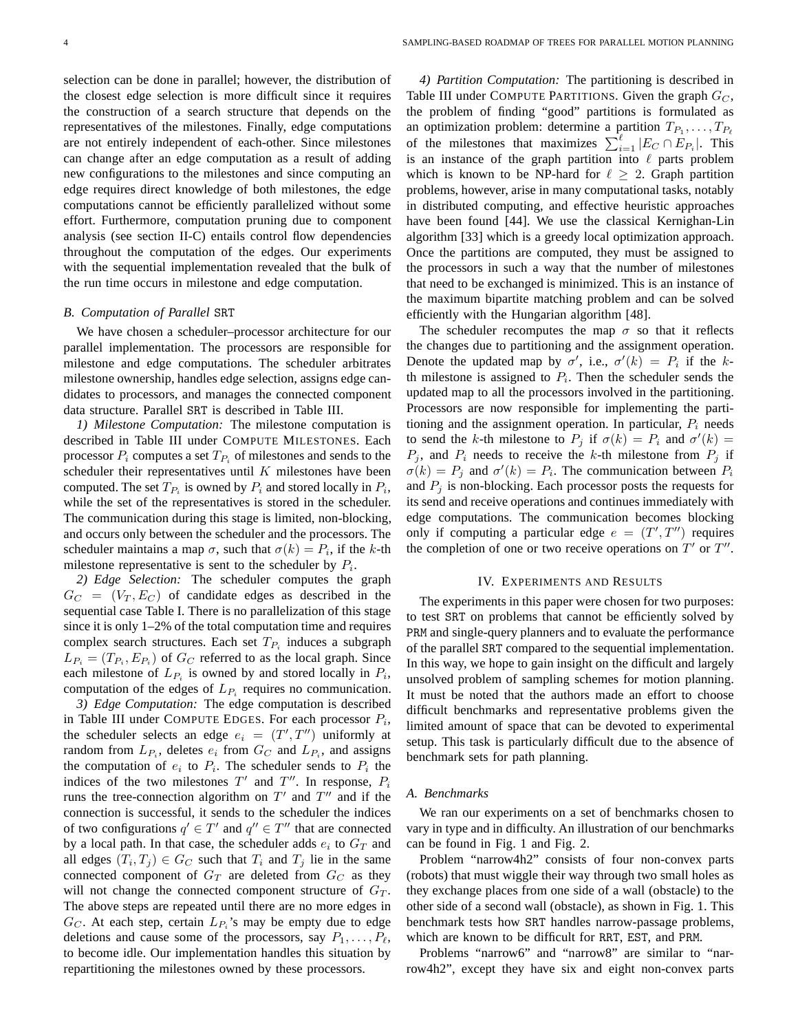selection can be done in parallel; however, the distribution of the closest edge selection is more difficult since it requires the construction of a search structure that depends on the representatives of the milestones. Finally, edge computations are not entirely independent of each-other. Since milestones can change after an edge computation as a result of adding new configurations to the milestones and since computing an edge requires direct knowledge of both milestones, the edge computations cannot be efficiently parallelized without some effort. Furthermore, computation pruning due to component analysis (see section II-C) entails control flow dependencies throughout the computation of the edges. Our experiments with the sequential implementation revealed that the bulk of the run time occurs in milestone and edge computation.

### B. Computation of Parallel SRT

We have chosen a scheduler–processor architecture for our parallel implementation. The processors are responsible for milestone and edge computations. The scheduler arbitrates milestone ownership, handles edge selection, assigns edge candidates to processors, and manages the connected component data structure. Parallel SRT is described in Table III.

*1) Milestone Computation:* The milestone computation is described in Table III under COMPUTE MILESTONES. Each processor $P_i$ computes a set $T_{P_i}$ of milestones and sends to the scheduler their representatives until $K$ milestones have been computed. The set $T_{P_i}$ is owned by $P_i$ and stored locally in $P_i$, while the set of the representatives is stored in the scheduler. The communication during this stage is limited, non-blocking, and occurs only between the scheduler and the processors. The scheduler maintains a map $\sigma$, such that $\sigma(k) = P_i$, if the $k$-th milestone representative is sent to the scheduler by $P_i$.

*2) Edge Selection:* The scheduler computes the graph $G_C = (V_T, E_C)$ of candidate edges as described in the sequential case Table I. There is no parallelization of this stage since it is only 1–2% of the total computation time and requires complex search structures. Each set $T_{P_i}$ induces a subgraph $L_{P_i} = (T_{P_i}, E_{P_i})$ of $G_C$ referred to as the local graph. Since each milestone of $L_{P_i}$ is owned by and stored locally in $P_i$, computation of the edges of $L_{P_i}$ requires no communication.

*3) Edge Computation:* The edge computation is described in Table III under COMPUTE EDGES. For each processor $P_i$, the scheduler selects an edge $e_i = (T', T'')$ uniformly at random from $L_{P_i}$, deletes $e_i$ from $G_C$ and $L_{P_i}$, and assigns the computation of $e_i$ to $P_i$. The scheduler sends to $P_i$ the indices of the two milestones $T'$ and $T''$. In response, $P_i$ runs the tree-connection algorithm on $T'$ and $T''$ and if the connection is successful, it sends to the scheduler the indices of two configurations $q' \in T'$ and $q'' \in T''$ that are connected by a local path. In that case, the scheduler adds $e_i$ to $G_T$ and all edges $(T_i, T_j) \in G_C$ such that $T_i$ and $T_j$ lie in the same connected component of $G_T$ are deleted from $G_C$ as they will not change the connected component structure of $G_T$. The above steps are repeated until there are no more edges in $G_C$. At each step, certain $L_{P_i}$'s may be empty due to edge deletions and cause some of the processors, say $P_1, \ldots, P_\ell$, to become idle. Our implementation handles this situation by repartitioning the milestones owned by these processors.

*4) Partition Computation:* The partitioning is described in Table III under COMPUTE PARTITIONS. Given the graph $G_C$, the problem of finding "good" partitions is formulated as an optimization problem: determine a partition $T_{P_1}, \ldots, T_{P_\ell}$ of the milestones that maximizes $\sum_{i=1}^{\ell} |E_C \cap E_{P_i}|$. This is an instance of the graph partition into $\ell$ parts problem which is known to be NP-hard for $\ell \geq 2$. Graph partition problems, however, arise in many computational tasks, notably in distributed computing, and effective heuristic approaches have been found [44]. We use the classical Kernighan-Lin algorithm [33] which is a greedy local optimization approach. Once the partitions are computed, they must be assigned to the processors in such a way that the number of milestones that need to be exchanged is minimized. This is an instance of the maximum bipartite matching problem and can be solved efficiently with the Hungarian algorithm [48].

The scheduler recomputes the map $\sigma$ so that it reflects the changes due to partitioning and the assignment operation. Denote the updated map by $\sigma'$, i.e., $\sigma'(k) = P_i$ if the $k$-th milestone is assigned to $P_i$. Then the scheduler sends the updated map to all the processors involved in the partitioning. Processors are now responsible for implementing the partitioning and the assignment operation. In particular, $P_i$ needs to send the $k$-th milestone to $P_j$ if $\sigma(k) = P_i$ and $\sigma'(k) = P_j$, and $P_i$ needs to receive the $k$-th milestone from $P_j$ if $\sigma(k) = P_j$ and $\sigma'(k) = P_i$. The communication between $P_i$ and $P_j$ is non-blocking. Each processor posts the requests for its send and receive operations and continues immediately with edge computations. The communication becomes blocking only if computing a particular edge $e = (T', T'')$ requires the completion of one or two receive operations on $T'$ or $T''$.

## IV. EXPERIMENTS AND RESULTS

The experiments in this paper were chosen for two purposes: to test SRT on problems that cannot be efficiently solved by PRM and single-query planners and to evaluate the performance of the parallel SRT compared to the sequential implementation. In this way, we hope to gain insight on the difficult and largely unsolved problem of sampling schemes for motion planning. It must be noted that the authors made an effort to choose difficult benchmarks and representative problems given the limited amount of space that can be devoted to experimental setup. This task is particularly difficult due to the absence of benchmark sets for path planning.

### A. Benchmarks

We ran our experiments on a set of benchmarks chosen to vary in type and in difficulty. An illustration of our benchmarks can be found in Fig. 1 and Fig. 2.

Problem "narrow4h2" consists of four non-convex parts (robots) that must wiggle their way through two small holes as they exchange places from one side of a wall (obstacle) to the other side of a second wall (obstacle), as shown in Fig. 1. This benchmark tests how SRT handles narrow-passage problems, which are known to be difficult for RRT, EST, and PRM.

Problems "narrow6" and "narrow8" are similar to "narrow4h2", except they have six and eight non-convex parts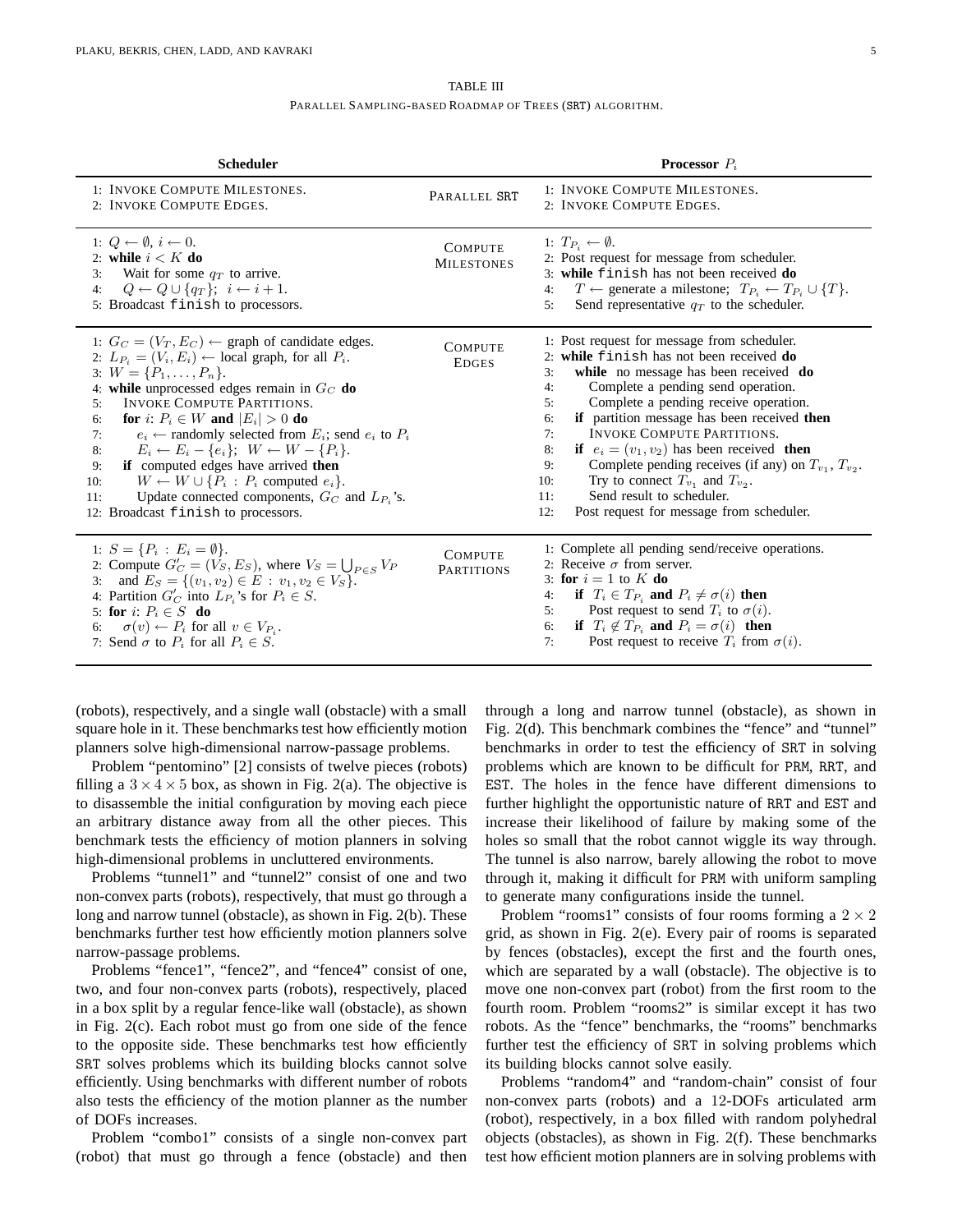TABLE III

PARALLEL SAMPLING-BASED ROADMAP OF TREES (SRT) ALGORITHM.

| Scheduler | | Processor $P_i$ |
|---|---|---|
| 1: INVOKE COMPUTE MILESTONES.<br>2: INVOKE COMPUTE EDGES. | PARALLEL SRT | 1: INVOKE COMPUTE MILESTONES.<br>2: INVOKE COMPUTE EDGES. |
| 1: $Q \leftarrow \emptyset$, $i \leftarrow 0$.<br>2: **while** $i < K$ **do**<br>3: Wait for some $q_T$ to arrive.<br>4: $Q \leftarrow Q \cup \{q_T\}$; $i \leftarrow i + 1$.<br>5: Broadcast `finish` to processors. | COMPUTE MILESTONES | 1: $T_{P_i} \leftarrow \emptyset$.<br>2: Post request for message from scheduler.<br>3: **while** `finish` has not been received **do**<br>4: $T \leftarrow$ generate a milestone; $T_{P_i} \leftarrow T_{P_i} \cup \{T\}$.<br>5: Send representative $q_T$ to the scheduler. |
| 1: $G_C = (V_T, E_C) \leftarrow$ graph of candidate edges.<br>2: $L_{P_i} = (V_i, E_i) \leftarrow$ local graph, for all $P_i$.<br>3: $W = \{P_1, \ldots, P_n\}$.<br>4: **while** unprocessed edges remain in $G_C$ **do**<br>5: INVOKE COMPUTE PARTITIONS.<br>6: **for** $i$: $P_i \in W$ **and** $\|E_i\| > 0$ **do**<br>7: $e_i \leftarrow$ randomly selected from $E_i$; send $e_i$ to $P_i$<br>8: $E_i \leftarrow E_i - \{e_i\}$; $W \leftarrow W - \{P_i\}$.<br>9: **if** computed edges have arrived **then**<br>10: $W \leftarrow W \cup \{P_i : P_i \text{ computed } e_i\}$.<br>11: Update connected components, $G_C$ and $L_{P_i}$'s.<br>12: Broadcast `finish` to processors. | COMPUTE EDGES | 1: Post request for message from scheduler.<br>2: **while** `finish` has not been received **do**<br>3: **while** no message has been received **do**<br>4: Complete a pending send operation.<br>5: Complete a pending receive operation.<br>6: **if** partition message has been received **then**<br>7: INVOKE COMPUTE PARTITIONS.<br>8: **if** $e_i = (v_1, v_2)$ has been received **then**<br>9: Complete pending receives (if any) on $T_{v_1}$, $T_{v_2}$.<br>10: Try to connect $T_{v_1}$ and $T_{v_2}$.<br>11: Send result to scheduler.<br>12: Post request for message from scheduler. |
| 1: $S = \{P_i : E_i = \emptyset\}$.<br>2: Compute $G'_C = (V_S, E_S)$, where $V_S = \bigcup_{P \in S} V_P$<br>3: and $E_S = \{(v_1, v_2) \in E : v_1, v_2 \in V_S\}$.<br>4: Partition $G'_C$ into $L_{P_i}$'s for $P_i \in S$.<br>5: **for** $i$: $P_i \in S$ **do**<br>6: $\sigma(v) \leftarrow P_i$ for all $v \in V_{P_i}$.<br>7: Send $\sigma$ to $P_i$ for all $P_i \in S$. | COMPUTE PARTITIONS | 1: Complete all pending send/receive operations.<br>2: Receive $\sigma$ from server.<br>3: **for** $i = 1$ to $K$ **do**<br>4: **if** $T_i \in T_{P_i}$ **and** $P_i \neq \sigma(i)$ **then**<br>5: Post request to send $T_i$ to $\sigma(i)$.<br>6: **if** $T_i \notin T_{P_i}$ **and** $P_i = \sigma(i)$ **then**<br>7: Post request to receive $T_i$ from $\sigma(i)$. |

(robots), respectively, and a single wall (obstacle) with a small square hole in it. These benchmarks test how efficiently motion planners solve high-dimensional narrow-passage problems.

Problem "pentomino" [2] consists of twelve pieces (robots) filling a $3 \times 4 \times 5$ box, as shown in Fig. 2(a). The objective is to disassemble the initial configuration by moving each piece an arbitrary distance away from all the other pieces. This benchmark tests the efficiency of motion planners in solving high-dimensional problems in uncluttered environments.

Problems "tunnel1" and "tunnel2" consist of one and two non-convex parts (robots), respectively, that must go through a long and narrow tunnel (obstacle), as shown in Fig. 2(b). These benchmarks further test how efficiently motion planners solve narrow-passage problems.

Problems "fence1", "fence2", and "fence4" consist of one, two, and four non-convex parts (robots), respectively, placed in a box split by a regular fence-like wall (obstacle), as shown in Fig. 2(c). Each robot must go from one side of the fence to the opposite side. These benchmarks test how efficiently SRT solves problems which its building blocks cannot solve efficiently. Using benchmarks with different number of robots also tests the efficiency of the motion planner as the number of DOFs increases.

Problem "combo1" consists of a single non-convex part (robot) that must go through a fence (obstacle) and then through a long and narrow tunnel (obstacle), as shown in Fig. 2(d). This benchmark combines the "fence" and "tunnel" benchmarks in order to test the efficiency of SRT in solving problems which are known to be difficult for PRM, RRT, and EST. The holes in the fence have different dimensions to further highlight the opportunistic nature of RRT and EST and increase their likelihood of failure by making some of the holes so small that the robot cannot wiggle its way through. The tunnel is also narrow, barely allowing the robot to move through it, making it difficult for PRM with uniform sampling to generate many configurations inside the tunnel.

Problem "rooms1" consists of four rooms forming a $2 \times 2$ grid, as shown in Fig. 2(e). Every pair of rooms is separated by fences (obstacles), except the first and the fourth ones, which are separated by a wall (obstacle). The objective is to move one non-convex part (robot) from the first room to the fourth room. Problem "rooms2" is similar except it has two robots. As the "fence" benchmarks, the "rooms" benchmarks further test the efficiency of SRT in solving problems which its building blocks cannot solve easily.

Problems "random4" and "random-chain" consist of four non-convex parts (robots) and a 12-DOFs articulated arm (robot), respectively, in a box filled with random polyhedral objects (obstacles), as shown in Fig. 2(f). These benchmarks test how efficient motion planners are in solving problems with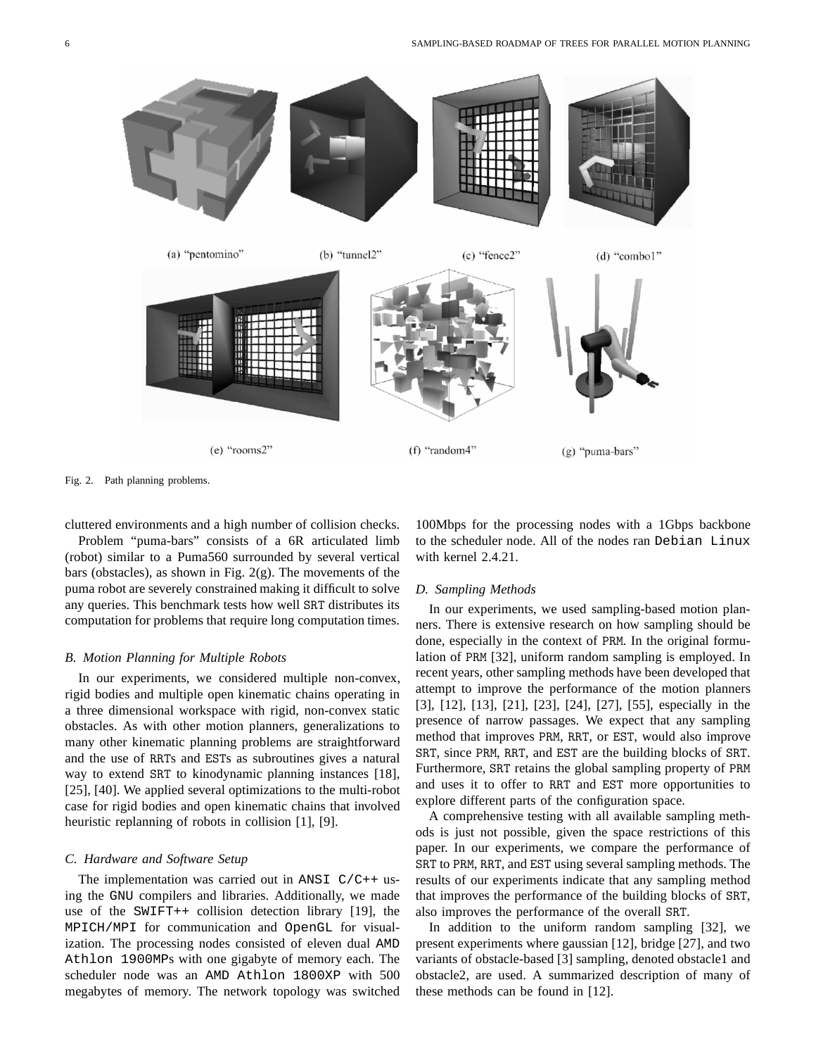(a) "pentomino" (b) "tunnel2" (c) "fence2" (d) "combo1"

(e) "rooms2" (f) "random4" (g) "puma-bars"

Fig. 2. Path planning problems.

cluttered environments and a high number of collision checks.

Problem "puma-bars" consists of a 6R articulated limb (robot) similar to a Puma560 surrounded by several vertical bars (obstacles), as shown in Fig. 2(g). The movements of the puma robot are severely constrained making it difficult to solve any queries. This benchmark tests how well SRT distributes its computation for problems that require long computation times.

### *B. Motion Planning for Multiple Robots*

In our experiments, we considered multiple non-convex, rigid bodies and multiple open kinematic chains operating in a three dimensional workspace with rigid, non-convex static obstacles. As with other motion planners, generalizations to many other kinematic planning problems are straightforward and the use of RRTs and ESTs as subroutines gives a natural way to extend SRT to kinodynamic planning instances [18], [25], [40]. We applied several optimizations to the multi-robot case for rigid bodies and open kinematic chains that involved heuristic replanning of robots in collision [1], [9].

### *C. Hardware and Software Setup*

The implementation was carried out in ANSI C/C++ using the GNU compilers and libraries. Additionally, we made use of the SWIFT++ collision detection library [19], the MPICH/MPI for communication and OpenGL for visualization. The processing nodes consisted of eleven dual AMD Athlon 1900MPs with one gigabyte of memory each. The scheduler node was an AMD Athlon 1800XP with 500 megabytes of memory. The network topology was switched 100Mbps for the processing nodes with a 1Gbps backbone to the scheduler node. All of the nodes ran Debian Linux with kernel 2.4.21.

### *D. Sampling Methods*

In our experiments, we used sampling-based motion planners. There is extensive research on how sampling should be done, especially in the context of PRM. In the original formulation of PRM [32], uniform random sampling is employed. In recent years, other sampling methods have been developed that attempt to improve the performance of the motion planners [3], [12], [13], [21], [23], [24], [27], [55], especially in the presence of narrow passages. We expect that any sampling method that improves PRM, RRT, or EST, would also improve SRT, since PRM, RRT, and EST are the building blocks of SRT. Furthermore, SRT retains the global sampling property of PRM and uses it to offer to RRT and EST more opportunities to explore different parts of the configuration space.

A comprehensive testing with all available sampling methods is just not possible, given the space restrictions of this paper. In our experiments, we compare the performance of SRT to PRM, RRT, and EST using several sampling methods. The results of our experiments indicate that any sampling method that improves the performance of the building blocks of SRT, also improves the performance of the overall SRT.

In addition to the uniform random sampling [32], we present experiments where gaussian [12], bridge [27], and two variants of obstacle-based [3] sampling, denoted obstacle1 and obstacle2, are used. A summarized description of many of these methods can be found in [12].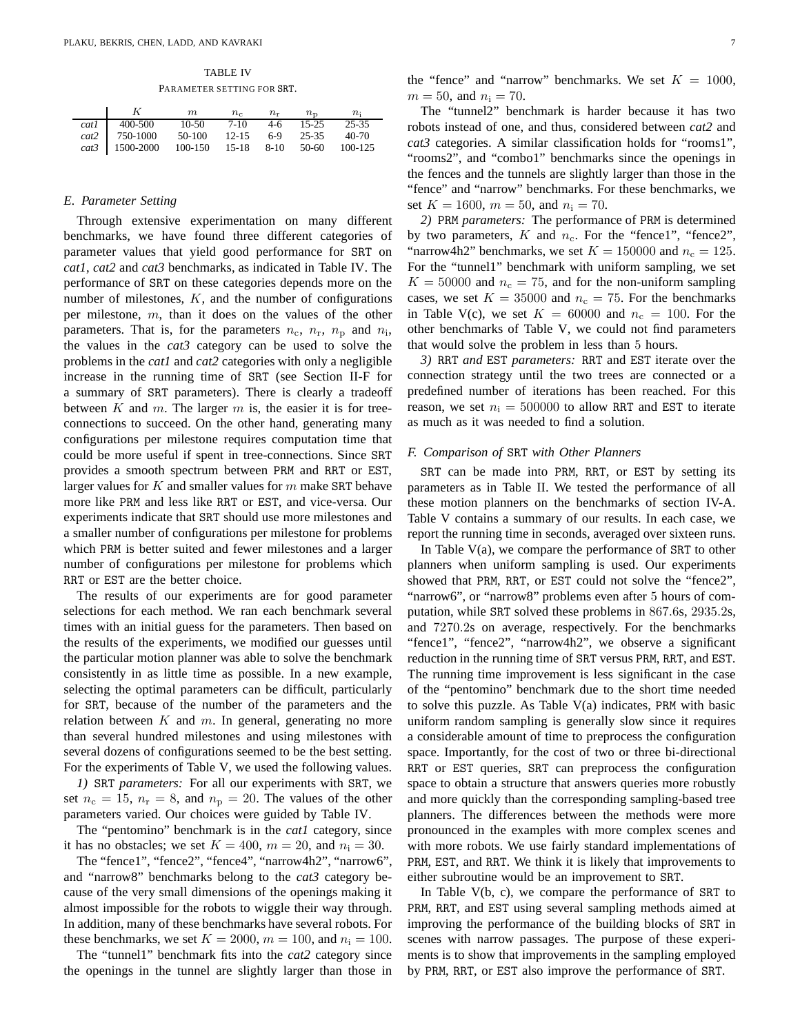TABLE IV

PARAMETER SETTING FOR SRT.

| | $K$ | $m$ | $n_c$ | $n_r$ | $n_p$ | $n_i$ |
|---|---|---|---|---|---|---|
| *cat1* | 400-500 | 10-50 | 7-10 | 4-6 | 15-25 | 25-35 |
| *cat2* | 750-1000 | 50-100 | 12-15 | 6-9 | 25-35 | 40-70 |
| *cat3* | 1500-2000 | 100-150 | 15-18 | 8-10 | 50-60 | 100-125 |

### *E. Parameter Setting*

Through extensive experimentation on many different benchmarks, we have found three different categories of parameter values that yield good performance for SRT on *cat1*, *cat2* and *cat3* benchmarks, as indicated in Table IV. The performance of SRT on these categories depends more on the number of milestones, $K$, and the number of configurations per milestone, $m$, than it does on the values of the other parameters. That is, for the parameters $n_c$, $n_r$, $n_p$ and $n_i$, the values in the *cat3* category can be used to solve the problems in the *cat1* and *cat2* categories with only a negligible increase in the running time of SRT (see Section II-F for a summary of SRT parameters). There is clearly a tradeoff between $K$ and $m$. The larger $m$ is, the easier it is for tree-connections to succeed. On the other hand, generating many configurations per milestone requires computation time that could be more useful if spent in tree-connections. Since SRT provides a smooth spectrum between PRM and RRT or EST, larger values for $K$ and smaller values for $m$ make SRT behave more like PRM and less like RRT or EST, and vice-versa. Our experiments indicate that SRT should use more milestones and a smaller number of configurations per milestone for problems which PRM is better suited and fewer milestones and a larger number of configurations per milestone for problems which RRT or EST are the better choice.

The results of our experiments are for good parameter selections for each method. We ran each benchmark several times with an initial guess for the parameters. Then based on the results of the experiments, we modified our guesses until the particular motion planner was able to solve the benchmark consistently in as little time as possible. In a new example, selecting the optimal parameters can be difficult, particularly for SRT, because of the number of the parameters and the relation between $K$ and $m$. In general, generating no more than several hundred milestones and using milestones with several dozens of configurations seemed to be the best setting. For the experiments of Table V, we used the following values.

*1)* SRT *parameters:* For all our experiments with SRT, we set $n_c = 15$, $n_r = 8$, and $n_p = 20$. The values of the other parameters varied. Our choices were guided by Table IV.

The "pentomino" benchmark is in the *cat1* category, since it has no obstacles; we set $K = 400$, $m = 20$, and $n_i = 30$.

The "fence1", "fence2", "fence4", "narrow4h2", "narrow6", and "narrow8" benchmarks belong to the *cat3* category because of the very small dimensions of the openings making it almost impossible for the robots to wiggle their way through. In addition, many of these benchmarks have several robots. For these benchmarks, we set $K = 2000$, $m = 100$, and $n_i = 100$.

The "tunnel1" benchmark fits into the *cat2* category since the openings in the tunnel are slightly larger than those in the "fence" and "narrow" benchmarks. We set $K = 1000$, $m = 50$, and $n_i = 70$.

The "tunnel2" benchmark is harder because it has two robots instead of one, and thus, considered between *cat2* and *cat3* categories. A similar classification holds for "rooms1", "rooms2", and "combo1" benchmarks since the openings in the fences and the tunnels are slightly larger than those in the "fence" and "narrow" benchmarks. For these benchmarks, we set $K = 1600$, $m = 50$, and $n_i = 70$.

*2)* PRM *parameters:* The performance of PRM is determined by two parameters, $K$ and $n_c$. For the "fence1", "fence2", "narrow4h2" benchmarks, we set $K = 150000$ and $n_c = 125$. For the "tunnel1" benchmark with uniform sampling, we set $K = 50000$ and $n_c = 75$, and for the non-uniform sampling cases, we set $K = 35000$ and $n_c = 75$. For the benchmarks in Table V(c), we set $K = 60000$ and $n_c = 100$. For the other benchmarks of Table V, we could not find parameters that would solve the problem in less than 5 hours.

*3)* RRT *and* EST *parameters:* RRT and EST iterate over the connection strategy until the two trees are connected or a predefined number of iterations has been reached. For this reason, we set $n_i = 500000$ to allow RRT and EST to iterate as much as it was needed to find a solution.

### *F. Comparison of* SRT *with Other Planners*

SRT can be made into PRM, RRT, or EST by setting its parameters as in Table II. We tested the performance of all these motion planners on the benchmarks of section IV-A. Table V contains a summary of our results. In each case, we report the running time in seconds, averaged over sixteen runs.

In Table V(a), we compare the performance of SRT to other planners when uniform sampling is used. Our experiments showed that PRM, RRT, or EST could not solve the "fence2", "narrow6", or "narrow8" problems even after 5 hours of computation, while SRT solved these problems in 867.6s, 2935.2s, and 7270.2s on average, respectively. For the benchmarks "fence1", "fence2", "narrow4h2", we observe a significant reduction in the running time of SRT versus PRM, RRT, and EST. The running time improvement is less significant in the case of the "pentomino" benchmark due to the short time needed to solve this puzzle. As Table V(a) indicates, PRM with basic uniform random sampling is generally slow since it requires a considerable amount of time to preprocess the configuration space. Importantly, for the cost of two or three bi-directional RRT or EST queries, SRT can preprocess the configuration space to obtain a structure that answers queries more robustly and more quickly than the corresponding sampling-based tree planners. The differences between the methods were more pronounced in the examples with more complex scenes and with more robots. We use fairly standard implementations of PRM, EST, and RRT. We think it is likely that improvements to either subroutine would be an improvement to SRT.

In Table V(b, c), we compare the performance of SRT to PRM, RRT, and EST using several sampling methods aimed at improving the performance of the building blocks of SRT in scenes with narrow passages. The purpose of these experiments is to show that improvements in the sampling employed by PRM, RRT, or EST also improve the performance of SRT.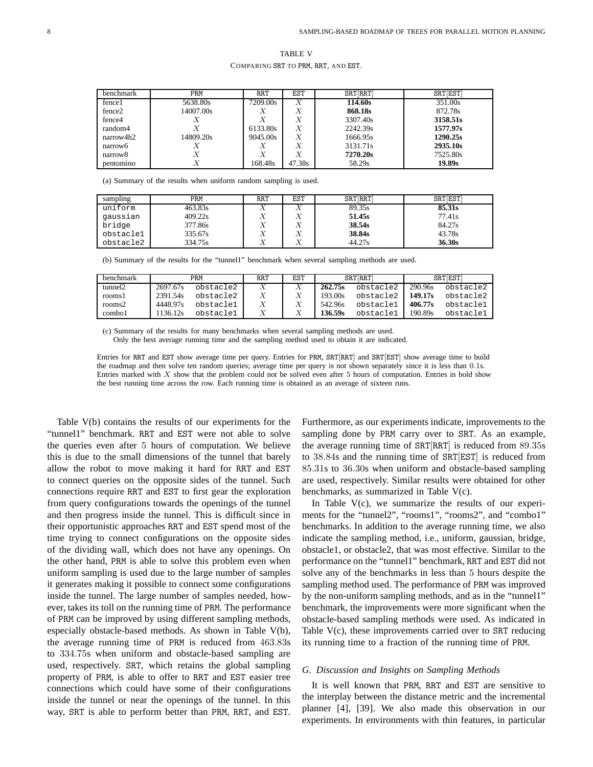TABLE V

COMPARING SRT TO PRM, RRT, AND EST.

| benchmark | PRM | RRT | EST | SRT[RRT] | SRT[EST] |
|---|---|---|---|---|---|
| fence1 | 5638.80s | 7209.00s | $X$ | **114.60s** | 351.00s |
| fence2 | 14007.00s | $X$ | $X$ | **868.18s** | 872.78s |
| fence4 | $X$ | $X$ | $X$ | 3307.40s | **3158.51s** |
| random4 | $X$ | 6133.80s | $X$ | 2242.39s | **1577.97s** |
| narrow4h2 | 14809.20s | 9045.00s | $X$ | 1666.95s | **1290.25s** |
| narrow6 | $X$ | $X$ | $X$ | 3131.71s | **2935.10s** |
| narrow8 | $X$ | $X$ | $X$ | **7270.20s** | 7525.80s |
| pentomino | $X$ | 168.48s | 47.38s | 58.29s | **19.89s** |

(a) Summary of the results when uniform random sampling is used.

| sampling | PRM | RRT | EST | SRT[RRT] | SRT[EST] |
|---|---|---|---|---|---|
| uniform | 463.83s | $X$ | $X$ | 89.35s | **85.31s** |
| gaussian | 409.22s | $X$ | $X$ | **51.45s** | 77.41s |
| bridge | 377.86s | $X$ | $X$ | **38.54s** | 84.27s |
| obstacle1 | 335.67s | $X$ | $X$ | **38.84s** | 43.78s |
| obstacle2 | 334.75s | $X$ | $X$ | 44.27s | **36.30s** |

(b) Summary of the results for the "tunnel1" benchmark when several sampling methods are used.

| benchmark | PRM | | RRT | EST | SRT[RRT] | | SRT[EST] | |
|---|---|---|---|---|---|---|---|---|
| tunnel2 | 2697.67s | obstacle2 | $X$ | $X$ | **262.75s** | obstacle2 | 290.96s | obstacle2 |
| rooms1 | 2391.54s | obstacle2 | $X$ | $X$ | 193.00s | obstacle2 | **149.17s** | obstacle2 |
| rooms2 | 4448.97s | obstacle1 | $X$ | $X$ | 542.96s | obstacle1 | **406.77s** | obstacle1 |
| combo1 | 1136.12s | obstacle1 | $X$ | $X$ | **136.59s** | obstacle1 | 190.89s | obstacle1 |

(c) Summary of the results for many benchmarks when several sampling methods are used. Only the best average running time and the sampling method used to obtain it are indicated.

Entries for RRT and EST show average time per query. Entries for PRM, SRT[RRT] and SRT[EST] show average time to build the roadmap and then solve ten random queries; average time per query is not shown separately since it is less than $0.1$s. Entries marked with $X$ show that the problem could not be solved even after $5$ hours of computation. Entries in bold show the best running time across the row. Each running time is obtained as an average of sixteen runs.

Table V(b) contains the results of our experiments for the "tunnel1" benchmark. RRT and EST were not able to solve the queries even after $5$ hours of computation. We believe this is due to the small dimensions of the tunnel that barely allow the robot to move making it hard for RRT and EST to connect queries on the opposite sides of the tunnel. Such connections require RRT and EST to first gear the exploration from query configurations towards the openings of the tunnel and then progress inside the tunnel. This is difficult since in their opportunistic approaches RRT and EST spend most of the time trying to connect configurations on the opposite sides of the dividing wall, which does not have any openings. On the other hand, PRM is able to solve this problem even when uniform sampling is used due to the large number of samples it generates making it possible to connect some configurations inside the tunnel. The large number of samples needed, however, takes its toll on the running time of PRM. The performance of PRM can be improved by using different sampling methods, especially obstacle-based methods. As shown in Table V(b), the average running time of PRM is reduced from $463.83$s to $334.75$s when uniform and obstacle-based sampling are used, respectively. SRT, which retains the global sampling property of PRM, is able to offer to RRT and EST easier tree connections which could have some of their configurations inside the tunnel or near the openings of the tunnel. In this way, SRT is able to perform better than PRM, RRT, and EST. Furthermore, as our experiments indicate, improvements to the sampling done by PRM carry over to SRT. As an example, the average running time of SRT[RRT] is reduced from $89.35$s to $38.84$s and the running time of SRT[EST] is reduced from $85.31$s to $36.30$s when uniform and obstacle-based sampling are used, respectively. Similar results were obtained for other benchmarks, as summarized in Table V(c).

In Table V(c), we summarize the results of our experiments for the "tunnel2", "rooms1", "rooms2", and "combo1" benchmarks. In addition to the average running time, we also indicate the sampling method, i.e., uniform, gaussian, bridge, obstacle1, or obstacle2, that was most effective. Similar to the performance on the "tunnel1" benchmark, RRT and EST did not solve any of the benchmarks in less than $5$ hours despite the sampling method used. The performance of PRM was improved by the non-uniform sampling methods, and as in the "tunnel1" benchmark, the improvements were more significant when the obstacle-based sampling methods were used. As indicated in Table V(c), these improvements carried over to SRT reducing its running time to a fraction of the running time of PRM.

### *G. Discussion and Insights on Sampling Methods*

It is well known that PRM, RRT and EST are sensitive to the interplay between the distance metric and the incremental planner [4], [39]. We also made this observation in our experiments. In environments with thin features, in particular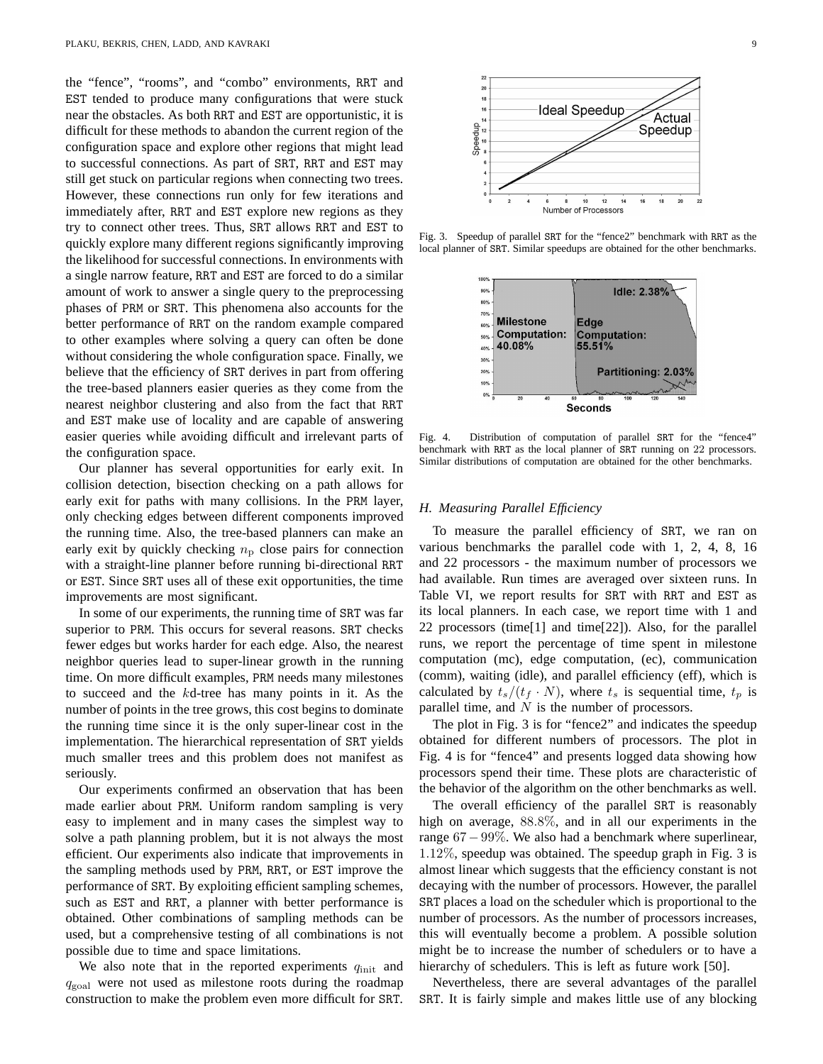the "fence", "rooms", and "combo" environments, RRT and EST tended to produce many configurations that were stuck near the obstacles. As both RRT and EST are opportunistic, it is difficult for these methods to abandon the current region of the configuration space and explore other regions that might lead to successful connections. As part of SRT, RRT and EST may still get stuck on particular regions when connecting two trees. However, these connections run only for few iterations and immediately after, RRT and EST explore new regions as they try to connect other trees. Thus, SRT allows RRT and EST to quickly explore many different regions significantly improving the likelihood for successful connections. In environments with a single narrow feature, RRT and EST are forced to do a similar amount of work to answer a single query to the preprocessing phases of PRM or SRT. This phenomena also accounts for the better performance of RRT on the random example compared to other examples where solving a query can often be done without considering the whole configuration space. Finally, we believe that the efficiency of SRT derives in part from offering the tree-based planners easier queries as they come from the nearest neighbor clustering and also from the fact that RRT and EST make use of locality and are capable of answering easier queries while avoiding difficult and irrelevant parts of the configuration space.

Our planner has several opportunities for early exit. In collision detection, bisection checking on a path allows for early exit for paths with many collisions. In the PRM layer, only checking edges between different components improved the running time. Also, the tree-based planners can make an early exit by quickly checking $n_{\mathrm{p}}$ close pairs for connection with a straight-line planner before running bi-directional RRT or EST. Since SRT uses all of these exit opportunities, the time improvements are most significant.

In some of our experiments, the running time of SRT was far superior to PRM. This occurs for several reasons. SRT checks fewer edges but works harder for each edge. Also, the nearest neighbor queries lead to super-linear growth in the running time. On more difficult examples, PRM needs many milestones to succeed and the $k$d-tree has many points in it. As the number of points in the tree grows, this cost begins to dominate the running time since it is the only super-linear cost in the implementation. The hierarchical representation of SRT yields much smaller trees and this problem does not manifest as seriously.

Our experiments confirmed an observation that has been made earlier about PRM. Uniform random sampling is very easy to implement and in many cases the simplest way to solve a path planning problem, but it is not always the most efficient. Our experiments also indicate that improvements in the sampling methods used by PRM, RRT, or EST improve the performance of SRT. By exploiting efficient sampling schemes, such as EST and RRT, a planner with better performance is obtained. Other combinations of sampling methods can be used, but a comprehensive testing of all combinations is not possible due to time and space limitations.

We also note that in the reported experiments $q_{\mathrm{init}}$ and $q_{\mathrm{goal}}$ were not used as milestone roots during the roadmap construction to make the problem even more difficult for SRT.

Ideal Speedup
Actual Speedup
Speedup
Number of Processors
0 2 4 6 8 10 12 14 16 18 20 22

Fig. 3. Speedup of parallel SRT for the "fence2" benchmark with RRT as the local planner of SRT. Similar speedups are obtained for the other benchmarks.

Milestone Computation: 40.08%
Edge Computation: 55.51%
Idle: 2.38%
Partitioning: 2.03%
Seconds

Fig. 4. Distribution of computation of parallel SRT for the "fence4" benchmark with RRT as the local planner of SRT running on 22 processors. Similar distributions of computation are obtained for the other benchmarks.

### H. Measuring Parallel Efficiency

To measure the parallel efficiency of SRT, we ran on various benchmarks the parallel code with 1, 2, 4, 8, 16 and 22 processors - the maximum number of processors we had available. Run times are averaged over sixteen runs. In Table VI, we report results for SRT with RRT and EST as its local planners. In each case, we report time with 1 and 22 processors (time[1] and time[22]). Also, for the parallel runs, we report the percentage of time spent in milestone computation (mc), edge computation, (ec), communication (comm), waiting (idle), and parallel efficiency (eff), which is calculated by $t_s/(t_f \cdot N)$, where $t_s$ is sequential time, $t_p$ is parallel time, and $N$ is the number of processors.

The plot in Fig. 3 is for "fence2" and indicates the speedup obtained for different numbers of processors. The plot in Fig. 4 is for "fence4" and presents logged data showing how processors spend their time. These plots are characteristic of the behavior of the algorithm on the other benchmarks as well.

The overall efficiency of the parallel SRT is reasonably high on average, $88.8\%$, and in all our experiments in the range $67-99\%$. We also had a benchmark where superlinear, $1.12\%$, speedup was obtained. The speedup graph in Fig. 3 is almost linear which suggests that the efficiency constant is not decaying with the number of processors. However, the parallel SRT places a load on the scheduler which is proportional to the number of processors. As the number of processors increases, this will eventually become a problem. A possible solution might be to increase the number of schedulers or to have a hierarchy of schedulers. This is left as future work [50].

Nevertheless, there are several advantages of the parallel SRT. It is fairly simple and makes little use of any blocking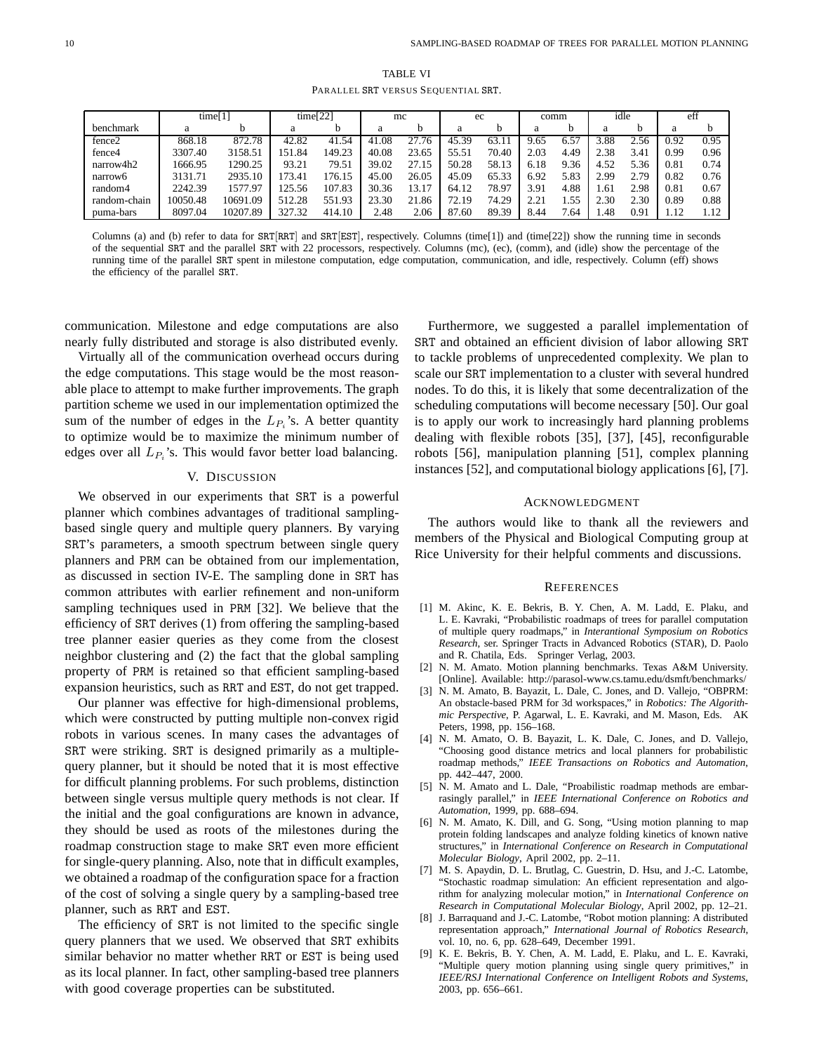TABLE VI
PARALLEL SRT VERSUS SEQUENTIAL SRT.

| benchmark | time[1] a | time[1] b | time[22] a | time[22] b | mc a | mc b | ec a | ec b | comm a | comm b | idle a | idle b | eff a | eff b |
|---|---|---|---|---|---|---|---|---|---|---|---|---|---|---|
| fence2 | 868.18 | 872.78 | 42.82 | 41.54 | 41.08 | 27.76 | 45.39 | 63.11 | 9.65 | 6.57 | 3.88 | 2.56 | 0.92 | 0.95 |
| fence4 | 3307.40 | 3158.51 | 151.84 | 149.23 | 40.08 | 23.65 | 55.51 | 70.40 | 2.03 | 4.49 | 2.38 | 3.41 | 0.99 | 0.96 |
| narrow4h2 | 1666.95 | 1290.25 | 93.21 | 79.51 | 39.02 | 27.15 | 50.28 | 58.13 | 6.18 | 9.36 | 4.52 | 5.36 | 0.81 | 0.74 |
| narrow6 | 3131.71 | 2935.10 | 173.41 | 176.15 | 45.00 | 26.05 | 45.09 | 65.33 | 6.92 | 5.83 | 2.99 | 2.79 | 0.82 | 0.76 |
| random4 | 2242.39 | 1577.97 | 125.56 | 107.83 | 30.36 | 13.17 | 64.12 | 78.97 | 3.91 | 4.88 | 1.61 | 2.98 | 0.81 | 0.67 |
| random-chain | 10050.48 | 10691.09 | 512.28 | 551.93 | 23.30 | 21.86 | 72.19 | 74.29 | 2.21 | 1.55 | 2.30 | 2.30 | 0.89 | 0.88 |
| puma-bars | 8097.04 | 10207.89 | 327.32 | 414.10 | 2.48 | 2.06 | 87.60 | 89.39 | 8.44 | 7.64 | 1.48 | 0.91 | 1.12 | 1.12 |

Columns (a) and (b) refer to data for SRT[RRT] and SRT[EST], respectively. Columns (time[1]) and (time[22]) show the running time in seconds of the sequential SRT and the parallel SRT with 22 processors, respectively. Columns (mc), (ec), (comm), and (idle) show the percentage of the running time of the parallel SRT spent in milestone computation, edge computation, communication, and idle, respectively. Column (eff) shows the efficiency of the parallel SRT.

communication. Milestone and edge computations are also nearly fully distributed and storage is also distributed evenly.

Virtually all of the communication overhead occurs during the edge computations. This stage would be the most reasonable place to attempt to make further improvements. The graph partition scheme we used in our implementation optimized the sum of the number of edges in the $L_{P_i}$'s. A better quantity to optimize would be to maximize the minimum number of edges over all $L_{P_i}$'s. This would favor better load balancing.

## V. DISCUSSION

We observed in our experiments that SRT is a powerful planner which combines advantages of traditional sampling-based single query and multiple query planners. By varying SRT's parameters, a smooth spectrum between single query planners and PRM can be obtained from our implementation, as discussed in section IV-E. The sampling done in SRT has common attributes with earlier refinement and non-uniform sampling techniques used in PRM [32]. We believe that the efficiency of SRT derives (1) from offering the sampling-based tree planner easier queries as they come from the closest neighbor clustering and (2) the fact that the global sampling property of PRM is retained so that efficient sampling-based expansion heuristics, such as RRT and EST, do not get trapped.

Our planner was effective for high-dimensional problems, which were constructed by putting multiple non-convex rigid robots in various scenes. In many cases the advantages of SRT were striking. SRT is designed primarily as a multiple-query planner, but it should be noted that it is most effective for difficult planning problems. For such problems, distinction between single versus multiple query methods is not clear. If the initial and the goal configurations are known in advance, they should be used as roots of the milestones during the roadmap construction stage to make SRT even more efficient for single-query planning. Also, note that in difficult examples, we obtained a roadmap of the configuration space for a fraction of the cost of solving a single query by a sampling-based tree planner, such as RRT and EST.

The efficiency of SRT is not limited to the specific single query planners that we used. We observed that SRT exhibits similar behavior no matter whether RRT or EST is being used as its local planner. In fact, other sampling-based tree planners with good coverage properties can be substituted.

Furthermore, we suggested a parallel implementation of SRT and obtained an efficient division of labor allowing SRT to tackle problems of unprecedented complexity. We plan to scale our SRT implementation to a cluster with several hundred nodes. To do this, it is likely that some decentralization of the scheduling computations will become necessary [50]. Our goal is to apply our work to increasingly hard planning problems dealing with flexible robots [35], [37], [45], reconfigurable robots [56], manipulation planning [51], complex planning instances [52], and computational biology applications [6], [7].

## ACKNOWLEDGMENT

The authors would like to thank all the reviewers and members of the Physical and Biological Computing group at Rice University for their helpful comments and discussions.

## REFERENCES

[1] M. Akinc, K. E. Bekris, B. Y. Chen, A. M. Ladd, E. Plaku, and L. E. Kavraki, "Probabilistic roadmaps of trees for parallel computation of multiple query roadmaps," in *Interantional Symposium on Robotics Research*, ser. Springer Tracts in Advanced Robotics (STAR), D. Paolo and R. Chatila, Eds. Springer Verlag, 2003.

[2] N. M. Amato. Motion planning benchmarks. Texas A&M University. [Online]. Available: http://parasol-www.cs.tamu.edu/dsmft/benchmarks/

[3] N. M. Amato, B. Bayazit, L. Dale, C. Jones, and D. Vallejo, "OBPRM: An obstacle-based PRM for 3d workspaces," in *Robotics: The Algorithmic Perspective*, P. Agarwal, L. E. Kavraki, and M. Mason, Eds. AK Peters, 1998, pp. 156–168.

[4] N. M. Amato, O. B. Bayazit, L. K. Dale, C. Jones, and D. Vallejo, "Choosing good distance metrics and local planners for probabilistic roadmap methods," *IEEE Transactions on Robotics and Automation*, pp. 442–447, 2000.

[5] N. M. Amato and L. Dale, "Proabilistic roadmap methods are embarrasingly parallel," in *IEEE International Conference on Robotics and Automation*, 1999, pp. 688–694.

[6] N. M. Amato, K. Dill, and G. Song, "Using motion planning to map protein folding landscapes and analyze folding kinetics of known native structures," in *International Conference on Research in Computational Molecular Biology*, April 2002, pp. 2–11.

[7] M. S. Apaydin, D. L. Brutlag, C. Guestrin, D. Hsu, and J.-C. Latombe, "Stochastic roadmap simulation: An efficient representation and algorithm for analyzing molecular motion," in *International Conference on Research in Computational Molecular Biology*, April 2002, pp. 12–21.

[8] J. Barraquand and J.-C. Latombe, "Robot motion planning: A distributed representation approach," *International Journal of Robotics Research*, vol. 10, no. 6, pp. 628–649, December 1991.

[9] K. E. Bekris, B. Y. Chen, A. M. Ladd, E. Plaku, and L. E. Kavraki, "Multiple query motion planning using single query primitives," in *IEEE/RSJ International Conference on Intelligent Robots and Systems*, 2003, pp. 656–661.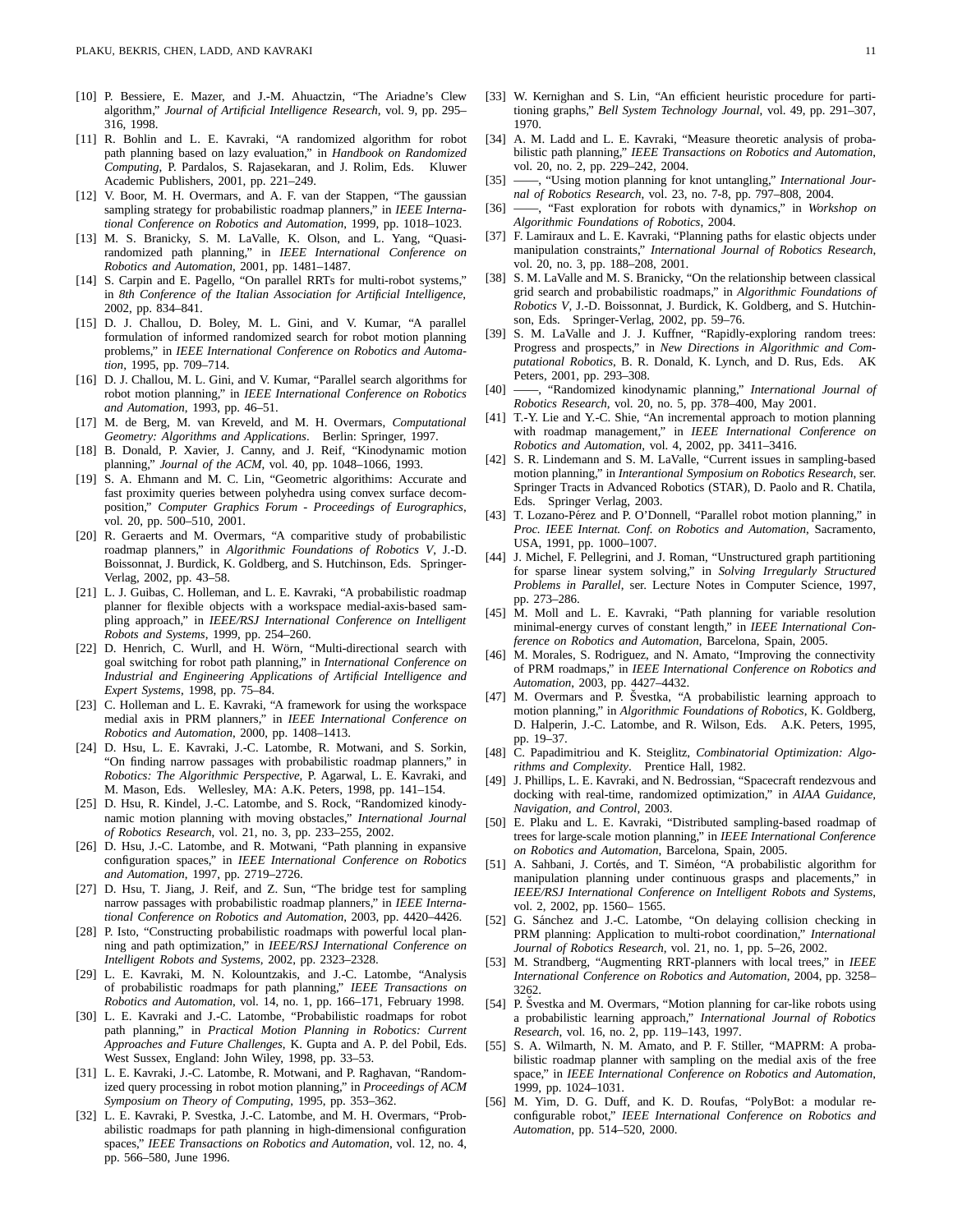[10] P. Bessiere, E. Mazer, and J.-M. Ahuactzin, "The Ariadne's Clew algorithm," *Journal of Artificial Intelligence Research*, vol. 9, pp. 295–316, 1998.

[11] R. Bohlin and L. E. Kavraki, "A randomized algorithm for robot path planning based on lazy evaluation," in *Handbook on Randomized Computing*, P. Pardalos, S. Rajasekaran, and J. Rolim, Eds. Kluwer Academic Publishers, 2001, pp. 221–249.

[12] V. Boor, M. H. Overmars, and A. F. van der Stappen, "The gaussian sampling strategy for probabilistic roadmap planners," in *IEEE International Conference on Robotics and Automation*, 1999, pp. 1018–1023.

[13] M. S. Branicky, S. M. LaValle, K. Olson, and L. Yang, "Quasi-randomized path planning," in *IEEE International Conference on Robotics and Automation*, 2001, pp. 1481–1487.

[14] S. Carpin and E. Pagello, "On parallel RRTs for multi-robot systems," in *8th Conference of the Italian Association for Artificial Intelligence*, 2002, pp. 834–841.

[15] D. J. Challou, D. Boley, M. L. Gini, and V. Kumar, "A parallel formulation of informed randomized search for robot motion planning problems," in *IEEE International Conference on Robotics and Automation*, 1995, pp. 709–714.

[16] D. J. Challou, M. L. Gini, and V. Kumar, "Parallel search algorithms for robot motion planning," in *IEEE International Conference on Robotics and Automation*, 1993, pp. 46–51.

[17] M. de Berg, M. van Kreveld, and M. H. Overmars, *Computational Geometry: Algorithms and Applications*. Berlin: Springer, 1997.

[18] B. Donald, P. Xavier, J. Canny, and J. Reif, "Kinodynamic motion planning," *Journal of the ACM*, vol. 40, pp. 1048–1066, 1993.

[19] S. A. Ehmann and M. C. Lin, "Geometric algorithims: Accurate and fast proximity queries between polyhedra using convex surface decomposition," *Computer Graphics Forum - Proceedings of Eurographics*, vol. 20, pp. 500–510, 2001.

[20] R. Geraerts and M. Overmars, "A comparitive study of probabilistic roadmap planners," in *Algorithmic Foundations of Robotics V*, J.-D. Boissonnat, J. Burdick, K. Goldberg, and S. Hutchinson, Eds. Springer-Verlag, 2002, pp. 43–58.

[21] L. J. Guibas, C. Holleman, and L. E. Kavraki, "A probabilistic roadmap planner for flexible objects with a workspace medial-axis-based sampling approach," in *IEEE/RSJ International Conference on Intelligent Robots and Systems*, 1999, pp. 254–260.

[22] D. Henrich, C. Wurll, and H. Wörn, "Multi-directional search with goal switching for robot path planning," in *International Conference on Industrial and Engineering Applications of Artificial Intelligence and Expert Systems*, 1998, pp. 75–84.

[23] C. Holleman and L. E. Kavraki, "A framework for using the workspace medial axis in PRM planners," in *IEEE International Conference on Robotics and Automation*, 2000, pp. 1408–1413.

[24] D. Hsu, L. E. Kavraki, J.-C. Latombe, R. Motwani, and S. Sorkin, "On finding narrow passages with probabilistic roadmap planners," in *Robotics: The Algorithmic Perspective*, P. Agarwal, L. E. Kavraki, and M. Mason, Eds. Wellesley, MA: A.K. Peters, 1998, pp. 141–154.

[25] D. Hsu, R. Kindel, J.-C. Latombe, and S. Rock, "Randomized kinodynamic motion planning with moving obstacles," *International Journal of Robotics Research*, vol. 21, no. 3, pp. 233–255, 2002.

[26] D. Hsu, J.-C. Latombe, and R. Motwani, "Path planning in expansive configuration spaces," in *IEEE International Conference on Robotics and Automation*, 1997, pp. 2719–2726.

[27] D. Hsu, T. Jiang, J. Reif, and Z. Sun, "The bridge test for sampling narrow passages with probabilistic roadmap planners," in *IEEE International Conference on Robotics and Automation*, 2003, pp. 4420–4426.

[28] P. Isto, "Constructing probabilistic roadmaps with powerful local planning and path optimization," in *IEEE/RSJ International Conference on Intelligent Robots and Systems*, 2002, pp. 2323–2328.

[29] L. E. Kavraki, M. N. Kolountzakis, and J.-C. Latombe, "Analysis of probabilistic roadmaps for path planning," *IEEE Transactions on Robotics and Automation*, vol. 14, no. 1, pp. 166–171, February 1998.

[30] L. E. Kavraki and J.-C. Latombe, "Probabilistic roadmaps for robot path planning," in *Practical Motion Planning in Robotics: Current Approaches and Future Challenges*, K. Gupta and A. P. del Pobil, Eds. West Sussex, England: John Wiley, 1998, pp. 33–53.

[31] L. E. Kavraki, J.-C. Latombe, R. Motwani, and P. Raghavan, "Randomized query processing in robot motion planning," in *Proceedings of ACM Symposium on Theory of Computing*, 1995, pp. 353–362.

[32] L. E. Kavraki, P. Svestka, J.-C. Latombe, and M. H. Overmars, "Probabilistic roadmaps for path planning in high-dimensional configuration spaces," *IEEE Transactions on Robotics and Automation*, vol. 12, no. 4, pp. 566–580, June 1996.

[33] W. Kernighan and S. Lin, "An efficient heuristic procedure for partitioning graphs," *Bell System Technology Journal*, vol. 49, pp. 291–307, 1970.

[34] A. M. Ladd and L. E. Kavraki, "Measure theoretic analysis of probabilistic path planning," *IEEE Transactions on Robotics and Automation*, vol. 20, no. 2, pp. 229–242, 2004.

[35] ——, "Using motion planning for knot untangling," *International Journal of Robotics Research*, vol. 23, no. 7-8, pp. 797–808, 2004.

[36] ——, "Fast exploration for robots with dynamics," in *Workshop on Algorithmic Foundations of Robotics*, 2004.

[37] F. Lamiraux and L. E. Kavraki, "Planning paths for elastic objects under manipulation constraints," *International Journal of Robotics Research*, vol. 20, no. 3, pp. 188–208, 2001.

[38] S. M. LaValle and M. S. Branicky, "On the relationship between classical grid search and probabilistic roadmaps," in *Algorithmic Foundations of Robotics V*, J.-D. Boissonnat, J. Burdick, K. Goldberg, and S. Hutchinson, Eds. Springer-Verlag, 2002, pp. 59–76.

[39] S. M. LaValle and J. J. Kuffner, "Rapidly-exploring random trees: Progress and prospects," in *New Directions in Algorithmic and Computational Robotics*, B. R. Donald, K. Lynch, and D. Rus, Eds. AK Peters, 2001, pp. 293–308.

[40] ——, "Randomized kinodynamic planning," *International Journal of Robotics Research*, vol. 20, no. 5, pp. 378–400, May 2001.

[41] T.-Y. Lie and Y.-C. Shie, "An incremental approach to motion planning with roadmap management," in *IEEE International Conference on Robotics and Automation*, vol. 4, 2002, pp. 3411–3416.

[42] S. R. Lindemann and S. M. LaValle, "Current issues in sampling-based motion planning," in *Interantional Symposium on Robotics Research*, ser. Springer Tracts in Advanced Robotics (STAR), D. Paolo and R. Chatila, Eds. Springer Verlag, 2003.

[43] T. Lozano-Pérez and P. O'Donnell, "Parallel robot motion planning," in *Proc. IEEE Internat. Conf. on Robotics and Automation*, Sacramento, USA, 1991, pp. 1000–1007.

[44] J. Michel, F. Pellegrini, and J. Roman, "Unstructured graph partitioning for sparse linear system solving," in *Solving Irregularly Structured Problems in Parallel*, ser. Lecture Notes in Computer Science, 1997, pp. 273–286.

[45] M. Moll and L. E. Kavraki, "Path planning for variable resolution minimal-energy curves of constant length," in *IEEE International Conference on Robotics and Automation*, Barcelona, Spain, 2005.

[46] M. Morales, S. Rodriguez, and N. Amato, "Improving the connectivity of PRM roadmaps," in *IEEE International Conference on Robotics and Automation*, 2003, pp. 4427–4432.

[47] M. Overmars and P. Švestka, "A probabilistic learning approach to motion planning," in *Algorithmic Foundations of Robotics*, K. Goldberg, D. Halperin, J.-C. Latombe, and R. Wilson, Eds. A.K. Peters, 1995, pp. 19–37.

[48] C. Papadimitriou and K. Steiglitz, *Combinatorial Optimization: Algorithms and Complexity*. Prentice Hall, 1982.

[49] J. Phillips, L. E. Kavraki, and N. Bedrossian, "Spacecraft rendezvous and docking with real-time, randomized optimization," in *AIAA Guidance, Navigation, and Control*, 2003.

[50] E. Plaku and L. E. Kavraki, "Distributed sampling-based roadmap of trees for large-scale motion planning," in *IEEE International Conference on Robotics and Automation*, Barcelona, Spain, 2005.

[51] A. Sahbani, J. Cortés, and T. Siméon, "A probabilistic algorithm for manipulation planning under continuous grasps and placements," in *IEEE/RSJ International Conference on Intelligent Robots and Systems*, vol. 2, 2002, pp. 1560– 1565.

[52] G. Sánchez and J.-C. Latombe, "On delaying collision checking in PRM planning: Application to multi-robot coordination," *International Journal of Robotics Research*, vol. 21, no. 1, pp. 5–26, 2002.

[53] M. Strandberg, "Augmenting RRT-planners with local trees," in *IEEE International Conference on Robotics and Automation*, 2004, pp. 3258–3262.

[54] P. Švestka and M. Overmars, "Motion planning for car-like robots using a probabilistic learning approach," *International Journal of Robotics Research*, vol. 16, no. 2, pp. 119–143, 1997.

[55] S. A. Wilmarth, N. M. Amato, and P. F. Stiller, "MAPRM: A probabilistic roadmap planner with sampling on the medial axis of the free space," in *IEEE International Conference on Robotics and Automation*, 1999, pp. 1024–1031.

[56] M. Yim, D. G. Duff, and K. D. Roufas, "PolyBot: a modular reconfigurable robot," *IEEE International Conference on Robotics and Automation*, pp. 514–520, 2000.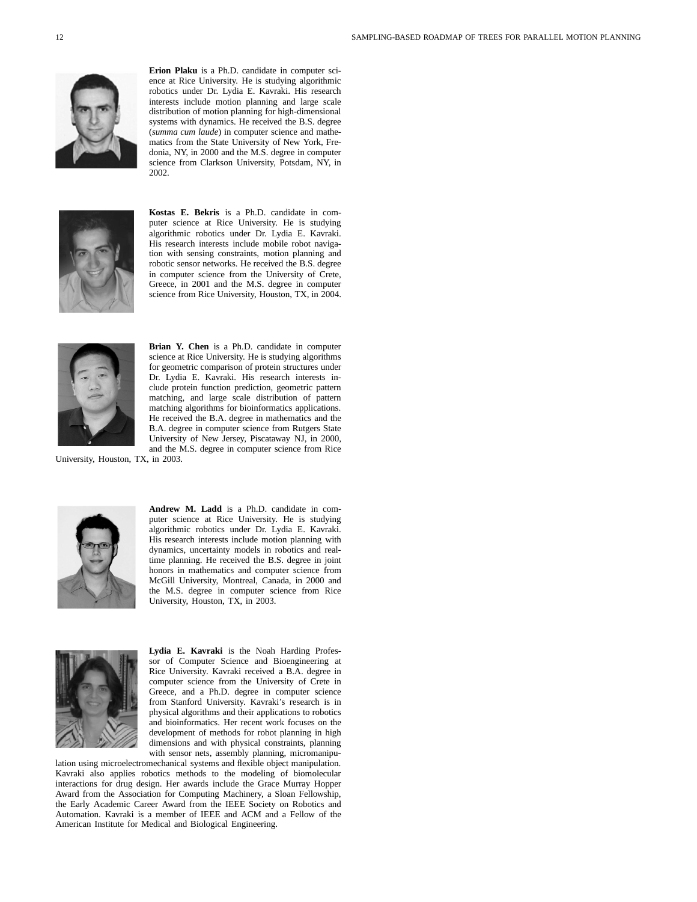**Erion Plaku** is a Ph.D. candidate in computer science at Rice University. He is studying algorithmic robotics under Dr. Lydia E. Kavraki. His research interests include motion planning and large scale distribution of motion planning for high-dimensional systems with dynamics. He received the B.S. degree (*summa cum laude*) in computer science and mathematics from the State University of New York, Fredonia, NY, in 2000 and the M.S. degree in computer science from Clarkson University, Potsdam, NY, in 2002.

**Kostas E. Bekris** is a Ph.D. candidate in computer science at Rice University. He is studying algorithmic robotics under Dr. Lydia E. Kavraki. His research interests include mobile robot navigation with sensing constraints, motion planning and robotic sensor networks. He received the B.S. degree in computer science from the University of Crete, Greece, in 2001 and the M.S. degree in computer science from Rice University, Houston, TX, in 2004.

**Brian Y. Chen** is a Ph.D. candidate in computer science at Rice University. He is studying algorithms for geometric comparison of protein structures under Dr. Lydia E. Kavraki. His research interests include protein function prediction, geometric pattern matching, and large scale distribution of pattern matching algorithms for bioinformatics applications. He received the B.A. degree in mathematics and the B.A. degree in computer science from Rutgers State University of New Jersey, Piscataway NJ, in 2000, and the M.S. degree in computer science from Rice University, Houston, TX, in 2003.

**Andrew M. Ladd** is a Ph.D. candidate in computer science at Rice University. He is studying algorithmic robotics under Dr. Lydia E. Kavraki. His research interests include motion planning with dynamics, uncertainty models in robotics and real-time planning. He received the B.S. degree in joint honors in mathematics and computer science from McGill University, Montreal, Canada, in 2000 and the M.S. degree in computer science from Rice University, Houston, TX, in 2003.

**Lydia E. Kavraki** is the Noah Harding Professor of Computer Science and Bioengineering at Rice University. Kavraki received a B.A. degree in computer science from the University of Crete in Greece, and a Ph.D. degree in computer science from Stanford University. Kavraki's research is in physical algorithms and their applications to robotics and bioinformatics. Her recent work focuses on the development of methods for robot planning in high dimensions and with physical constraints, planning with sensor nets, assembly planning, micromanipulation using microelectromechanical systems and flexible object manipulation. Kavraki also applies robotics methods to the modeling of biomolecular interactions for drug design. Her awards include the Grace Murray Hopper Award from the Association for Computing Machinery, a Sloan Fellowship, the Early Academic Career Award from the IEEE Society on Robotics and Automation. Kavraki is a member of IEEE and ACM and a Fellow of the American Institute for Medical and Biological Engineering.